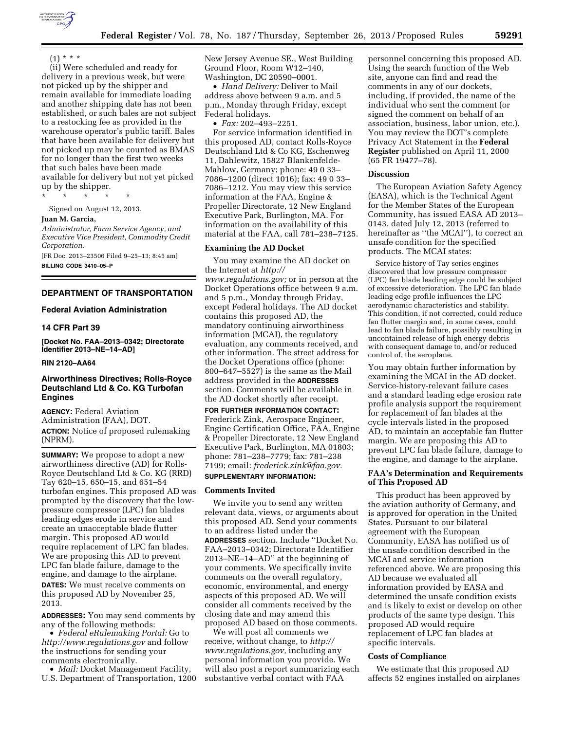(1) * * *

(ii) Were scheduled and ready for delivery in a previous week, but were not picked up by the shipper and remain available for immediate loading and another shipping date has not been established, or such bales are not subject to a restocking fee as provided in the warehouse operator's public tariff. Bales that have been available for delivery but not picked up may be counted as BMAS for no longer than the first two weeks that such bales have been made available for delivery but not yet picked up by the shipper.

\* \* \* \* \*

Signed on August 12, 2013.

**Juan M. Garcia,**

*Administrator, Farm Service Agency, and Executive Vice President, Commodity Credit Corporation.*

[FR Doc. 2013–23506 Filed 9–25–13; 8:45 am]

**BILLING CODE 3410–05–P**

## DEPARTMENT OF TRANSPORTATION

### Federal Aviation Administration

### 14 CFR Part 39

**[Docket No. FAA–2013–0342; Directorate Identifier 2013–NE–14–AD]**

**RIN 2120–AA64**

### Airworthiness Directives; Rolls-Royce Deutschland Ltd & Co. KG Turbofan Engines

**AGENCY:** Federal Aviation Administration (FAA), DOT.

**ACTION:** Notice of proposed rulemaking (NPRM).

**SUMMARY:** We propose to adopt a new airworthiness directive (AD) for Rolls-Royce Deutschland Ltd & Co. KG (RRD) Tay 620–15, 650–15, and 651–54 turbofan engines. This proposed AD was prompted by the discovery that the low-pressure compressor (LPC) fan blades leading edges erode in service and create an unacceptable blade flutter margin. This proposed AD would require replacement of LPC fan blades. We are proposing this AD to prevent LPC fan blade failure, damage to the engine, and damage to the airplane.

**DATES:** We must receive comments on this proposed AD by November 25, 2013.

**ADDRESSES:** You may send comments by any of the following methods:

- *Federal eRulemaking Portal:* Go to *http://www.regulations.gov* and follow the instructions for sending your comments electronically.
- *Mail:* Docket Management Facility, U.S. Department of Transportation, 1200 New Jersey Avenue SE., West Building Ground Floor, Room W12–140, Washington, DC 20590–0001.
- *Hand Delivery:* Deliver to Mail address above between 9 a.m. and 5 p.m., Monday through Friday, except Federal holidays.
- *Fax:* 202–493–2251.

For service information identified in this proposed AD, contact Rolls-Royce Deutschland Ltd & Co KG, Eschenweg 11, Dahlewitz, 15827 Blankenfelde-Mahlow, Germany; phone: 49 0 33–7086–1200 (direct 1016); fax: 49 0 33–7086–1212. You may view this service information at the FAA, Engine & Propeller Directorate, 12 New England Executive Park, Burlington, MA. For information on the availability of this material at the FAA, call 781–238–7125.

#### Examining the AD Docket

You may examine the AD docket on the Internet at *http://www.regulations.gov;* or in person at the Docket Operations office between 9 a.m. and 5 p.m., Monday through Friday, except Federal holidays. The AD docket contains this proposed AD, the mandatory continuing airworthiness information (MCAI), the regulatory evaluation, any comments received, and other information. The street address for the Docket Operations office (phone: 800–647–5527) is the same as the Mail address provided in the **ADDRESSES** section. Comments will be available in the AD docket shortly after receipt.

**FOR FURTHER INFORMATION CONTACT:** Frederick Zink, Aerospace Engineer, Engine Certification Office, FAA, Engine & Propeller Directorate, 12 New England Executive Park, Burlington, MA 01803; phone: 781–238–7779; fax: 781–238 7199; email: *frederick.zink@faa.gov.*

**SUPPLEMENTARY INFORMATION:**

#### Comments Invited

We invite you to send any written relevant data, views, or arguments about this proposed AD. Send your comments to an address listed under the **ADDRESSES** section. Include ''Docket No. FAA–2013–0342; Directorate Identifier 2013–NE–14–AD'' at the beginning of your comments. We specifically invite comments on the overall regulatory, economic, environmental, and energy aspects of this proposed AD. We will consider all comments received by the closing date and may amend this proposed AD based on those comments.

We will post all comments we receive, without change, to *http://www.regulations.gov,* including any personal information you provide. We will also post a report summarizing each substantive verbal contact with FAA personnel concerning this proposed AD. Using the search function of the Web site, anyone can find and read the comments in any of our dockets, including, if provided, the name of the individual who sent the comment (or signed the comment on behalf of an association, business, labor union, etc.). You may review the DOT's complete Privacy Act Statement in the **Federal Register** published on April 11, 2000 (65 FR 19477–78).

#### Discussion

The European Aviation Safety Agency (EASA), which is the Technical Agent for the Member States of the European Community, has issued EASA AD 2013–0143, dated July 12, 2013 (referred to hereinafter as ''the MCAI''), to correct an unsafe condition for the specified products. The MCAI states:

> Service history of Tay series engines discovered that low pressure compressor (LPC) fan blade leading edge could be subject of excessive deterioration. The LPC fan blade leading edge profile influences the LPC aerodynamic characteristics and stability. This condition, if not corrected, could reduce fan flutter margin and, in some cases, could lead to fan blade failure, possibly resulting in uncontained release of high energy debris with consequent damage to, and/or reduced control of, the aeroplane.

You may obtain further information by examining the MCAI in the AD docket. Service-history-relevant failure cases and a standard leading edge erosion rate profile analysis support the requirement for replacement of fan blades at the cycle intervals listed in the proposed AD, to maintain an acceptable fan flutter margin. We are proposing this AD to prevent LPC fan blade failure, damage to the engine, and damage to the airplane.

#### FAA's Determination and Requirements of This Proposed AD

This product has been approved by the aviation authority of Germany, and is approved for operation in the United States. Pursuant to our bilateral agreement with the European Community, EASA has notified us of the unsafe condition described in the MCAI and service information referenced above. We are proposing this AD because we evaluated all information provided by EASA and determined the unsafe condition exists and is likely to exist or develop on other products of the same type design. This proposed AD would require replacement of LPC fan blades at specific intervals.

#### Costs of Compliance

We estimate that this proposed AD affects 52 engines installed on airplanes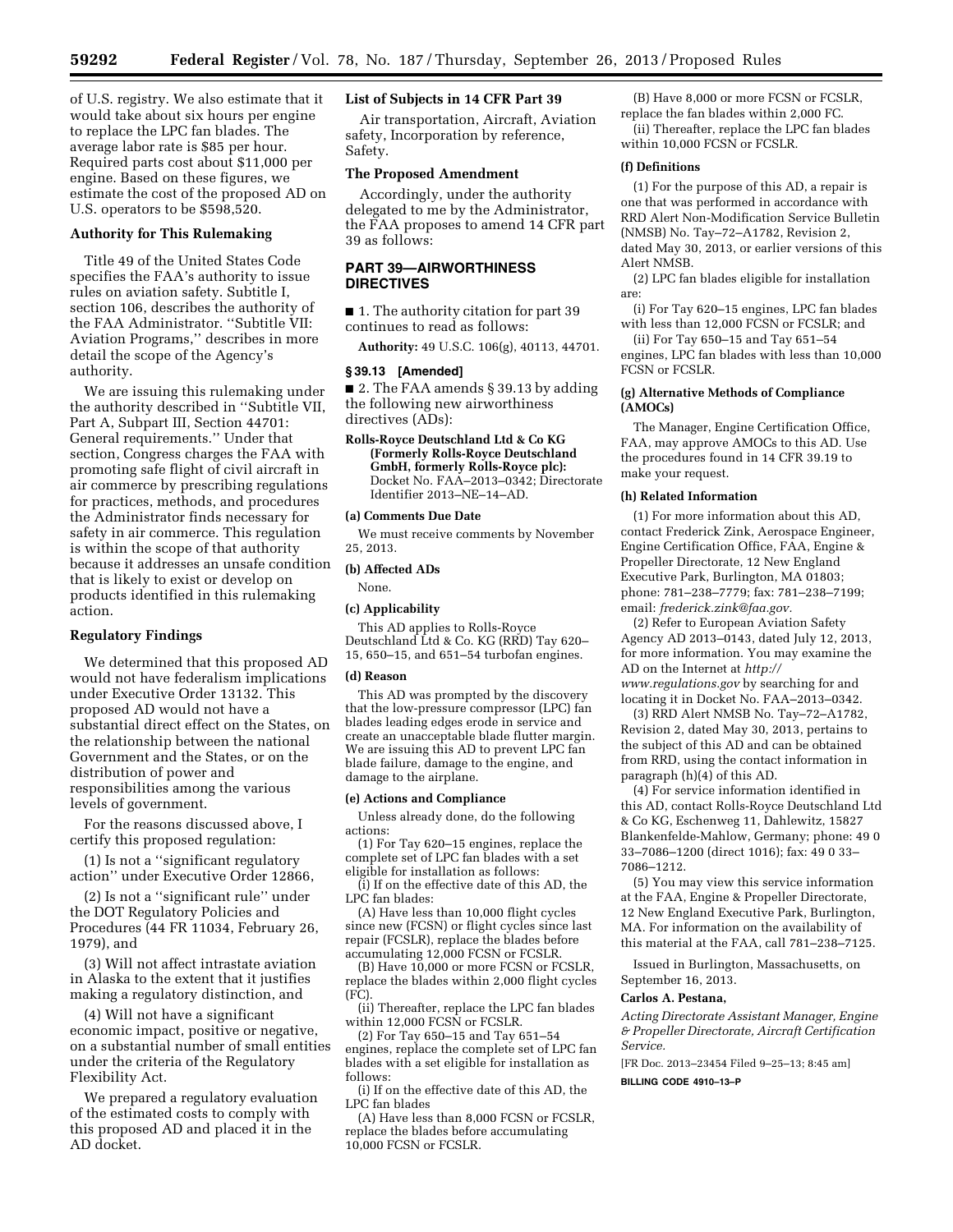of U.S. registry. We also estimate that it would take about six hours per engine to replace the LPC fan blades. The average labor rate is $85 per hour. Required parts cost about $11,000 per engine. Based on these figures, we estimate the cost of the proposed AD on U.S. operators to be $598,520.

### Authority for This Rulemaking

Title 49 of the United States Code specifies the FAA's authority to issue rules on aviation safety. Subtitle I, section 106, describes the authority of the FAA Administrator. ''Subtitle VII: Aviation Programs,'' describes in more detail the scope of the Agency's authority.

We are issuing this rulemaking under the authority described in ''Subtitle VII, Part A, Subpart III, Section 44701: General requirements.'' Under that section, Congress charges the FAA with promoting safe flight of civil aircraft in air commerce by prescribing regulations for practices, methods, and procedures the Administrator finds necessary for safety in air commerce. This regulation is within the scope of that authority because it addresses an unsafe condition that is likely to exist or develop on products identified in this rulemaking action.

### Regulatory Findings

We determined that this proposed AD would not have federalism implications under Executive Order 13132. This proposed AD would not have a substantial direct effect on the States, on the relationship between the national Government and the States, or on the distribution of power and responsibilities among the various levels of government.

For the reasons discussed above, I certify this proposed regulation:

(1) Is not a ''significant regulatory action'' under Executive Order 12866,

(2) Is not a ''significant rule'' under the DOT Regulatory Policies and Procedures (44 FR 11034, February 26, 1979), and

(3) Will not affect intrastate aviation in Alaska to the extent that it justifies making a regulatory distinction, and

(4) Will not have a significant economic impact, positive or negative, on a substantial number of small entities under the criteria of the Regulatory Flexibility Act.

We prepared a regulatory evaluation of the estimated costs to comply with this proposed AD and placed it in the AD docket.

### List of Subjects in 14 CFR Part 39

Air transportation, Aircraft, Aviation safety, Incorporation by reference, Safety.

### The Proposed Amendment

Accordingly, under the authority delegated to me by the Administrator, the FAA proposes to amend 14 CFR part 39 as follows:

## PART 39—AIRWORTHINESS DIRECTIVES

■ 1. The authority citation for part 39 continues to read as follows:

**Authority:** 49 U.S.C. 106(g), 40113, 44701.

### § 39.13 [Amended]

■ 2. The FAA amends § 39.13 by adding the following new airworthiness directives (ADs):

**Rolls-Royce Deutschland Ltd & Co KG (Formerly Rolls-Royce Deutschland GmbH, formerly Rolls-Royce plc):** Docket No. FAA–2013–0342; Directorate Identifier 2013–NE–14–AD.

#### (a) Comments Due Date

We must receive comments by November 25, 2013.

#### (b) Affected ADs

None.

#### (c) Applicability

This AD applies to Rolls-Royce Deutschland Ltd & Co. KG (RRD) Tay 620–15, 650–15, and 651–54 turbofan engines.

#### (d) Reason

This AD was prompted by the discovery that the low-pressure compressor (LPC) fan blades leading edges erode in service and create an unacceptable blade flutter margin. We are issuing this AD to prevent LPC fan blade failure, damage to the engine, and damage to the airplane.

#### (e) Actions and Compliance

Unless already done, do the following actions:

(1) For Tay 620–15 engines, replace the complete set of LPC fan blades with a set eligible for installation as follows:

(i) If on the effective date of this AD, the LPC fan blades:

(A) Have less than 10,000 flight cycles since new (FCSN) or flight cycles since last repair (FCSLR), replace the blades before accumulating 12,000 FCSN or FCSLR.

(B) Have 10,000 or more FCSN or FCSLR, replace the blades within 2,000 flight cycles (FC).

(ii) Thereafter, replace the LPC fan blades within 12,000 FCSN or FCSLR.

(2) For Tay 650–15 and Tay 651–54 engines, replace the complete set of LPC fan blades with a set eligible for installation as follows:

(i) If on the effective date of this AD, the LPC fan blades

(A) Have less than 8,000 FCSN or FCSLR, replace the blades before accumulating 10,000 FCSN or FCSLR.

(B) Have 8,000 or more FCSN or FCSLR, replace the fan blades within 2,000 FC.

(ii) Thereafter, replace the LPC fan blades within 10,000 FCSN or FCSLR.

#### (f) Definitions

(1) For the purpose of this AD, a repair is one that was performed in accordance with RRD Alert Non-Modification Service Bulletin (NMSB) No. Tay–72–A1782, Revision 2, dated May 30, 2013, or earlier versions of this Alert NMSB.

(2) LPC fan blades eligible for installation are:

(i) For Tay 620–15 engines, LPC fan blades with less than 12,000 FCSN or FCSLR; and

(ii) For Tay 650–15 and Tay 651–54 engines, LPC fan blades with less than 10,000 FCSN or FCSLR.

#### (g) Alternative Methods of Compliance (AMOCs)

The Manager, Engine Certification Office, FAA, may approve AMOCs to this AD. Use the procedures found in 14 CFR 39.19 to make your request.

#### (h) Related Information

(1) For more information about this AD, contact Frederick Zink, Aerospace Engineer, Engine Certification Office, FAA, Engine & Propeller Directorate, 12 New England Executive Park, Burlington, MA 01803; phone: 781–238–7779; fax: 781–238–7199; email: *frederick.zink@faa.gov.*

(2) Refer to European Aviation Safety Agency AD 2013–0143, dated July 12, 2013, for more information. You may examine the AD on the Internet at *http://www.regulations.gov* by searching for and locating it in Docket No. FAA–2013–0342.

(3) RRD Alert NMSB No. Tay–72–A1782, Revision 2, dated May 30, 2013, pertains to the subject of this AD and can be obtained from RRD, using the contact information in paragraph (h)(4) of this AD.

(4) For service information identified in this AD, contact Rolls-Royce Deutschland Ltd & Co KG, Eschenweg 11, Dahlewitz, 15827 Blankenfelde-Mahlow, Germany; phone: 49 0 33–7086–1200 (direct 1016); fax: 49 0 33–7086–1212.

(5) You may view this service information at the FAA, Engine & Propeller Directorate, 12 New England Executive Park, Burlington, MA. For information on the availability of this material at the FAA, call 781–238–7125.

Issued in Burlington, Massachusetts, on September 16, 2013.

**Carlos A. Pestana,**

*Acting Directorate Assistant Manager, Engine & Propeller Directorate, Aircraft Certification Service.*

[FR Doc. 2013–23454 Filed 9–25–13; 8:45 am]

**BILLING CODE 4910–13–P**